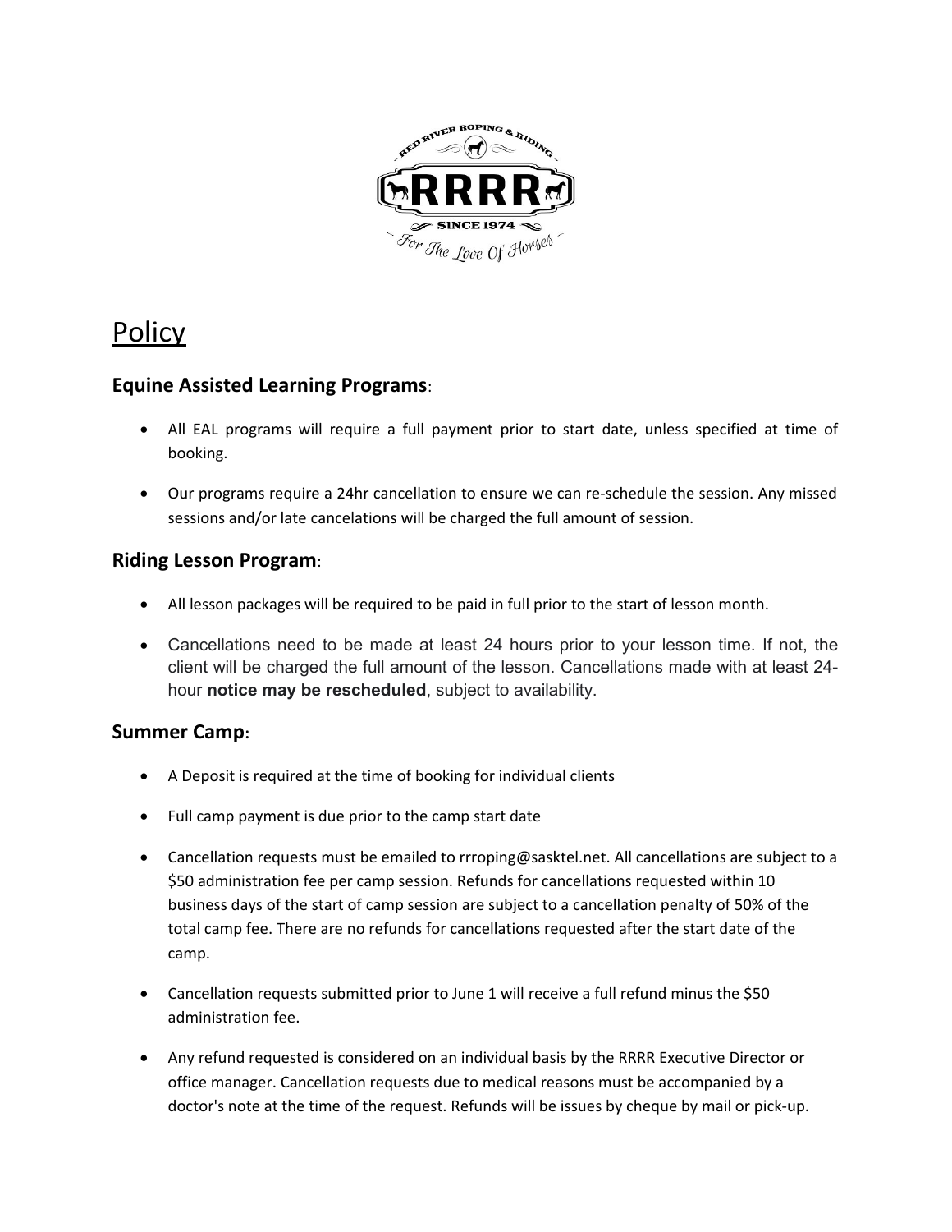# Policy

## Equine Assisted Learning Programs:

- All EAL programs will require a full payment prior to start date, unless specified at time of booking.
- Our programs require a 24hr cancellation to ensure we can re-schedule the session. Any missed sessions and/or late cancelations will be charged the full amount of session.

## Riding Lesson Program:

- All lesson packages will be required to be paid in full prior to the start of lesson month.
- Cancellations need to be made at least 24 hours prior to your lesson time. If not, the client will be charged the full amount of the lesson. Cancellations made with at least 24-hour **notice may be rescheduled**, subject to availability.

## Summer Camp:

- A Deposit is required at the time of booking for individual clients
- Full camp payment is due prior to the camp start date
- Cancellation requests must be emailed to rrroping@sasktel.net. All cancellations are subject to a $50 administration fee per camp session. Refunds for cancellations requested within 10 business days of the start of camp session are subject to a cancellation penalty of 50% of the total camp fee. There are no refunds for cancellations requested after the start date of the camp.
- Cancellation requests submitted prior to June 1 will receive a full refund minus the $50 administration fee.
- Any refund requested is considered on an individual basis by the RRRR Executive Director or office manager. Cancellation requests due to medical reasons must be accompanied by a doctor's note at the time of the request. Refunds will be issues by cheque by mail or pick-up.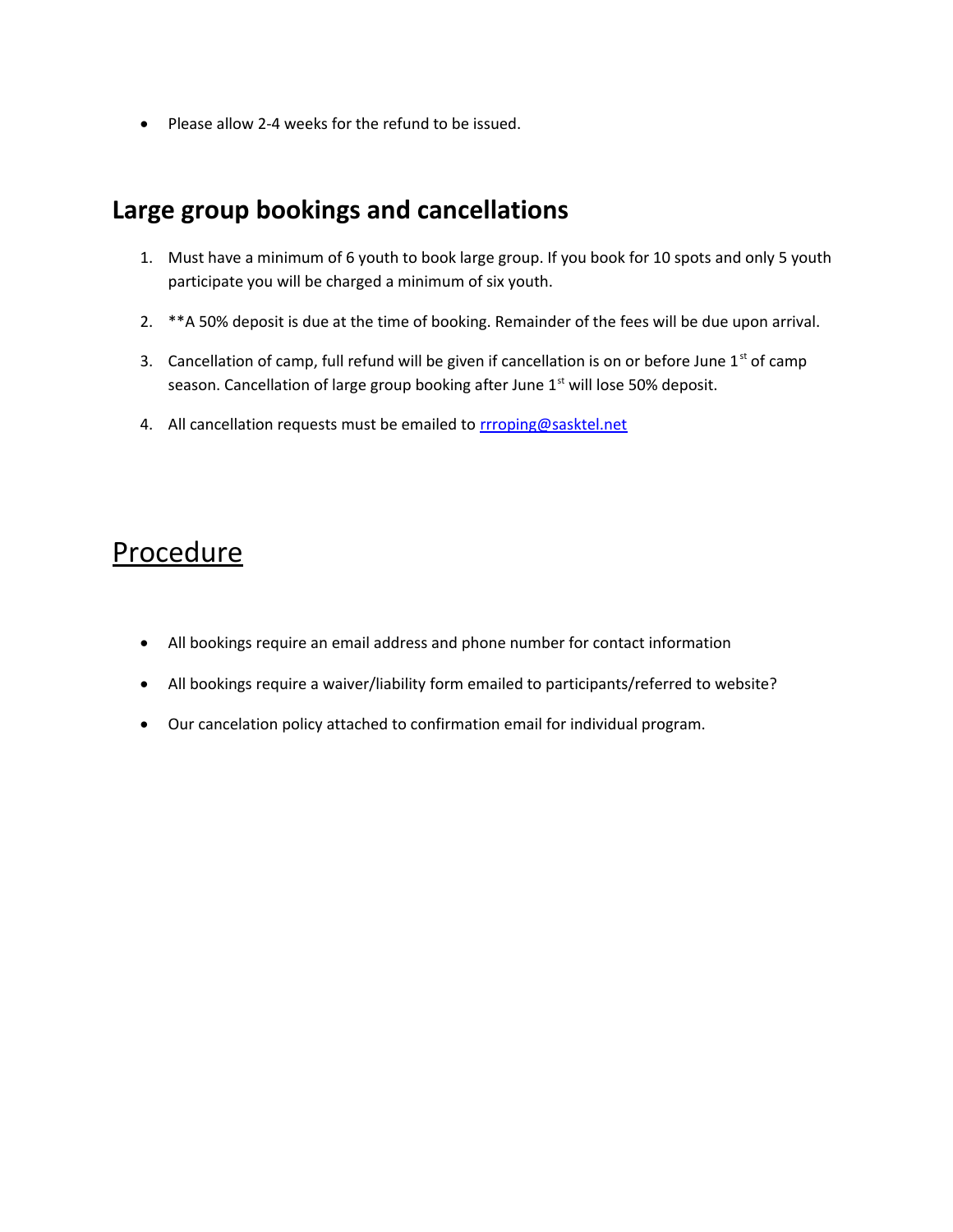- Please allow 2-4 weeks for the refund to be issued.

## Large group bookings and cancellations

1. Must have a minimum of 6 youth to book large group. If you book for 10 spots and only 5 youth participate you will be charged a minimum of six youth.
2. **A 50% deposit is due at the time of booking. Remainder of the fees will be due upon arrival.
3. Cancellation of camp, full refund will be given if cancellation is on or before June 1st of camp season. Cancellation of large group booking after June 1st will lose 50% deposit.
4. All cancellation requests must be emailed to rrroping@sasktel.net

# Procedure

- All bookings require an email address and phone number for contact information
- All bookings require a waiver/liability form emailed to participants/referred to website?
- Our cancelation policy attached to confirmation email for individual program.